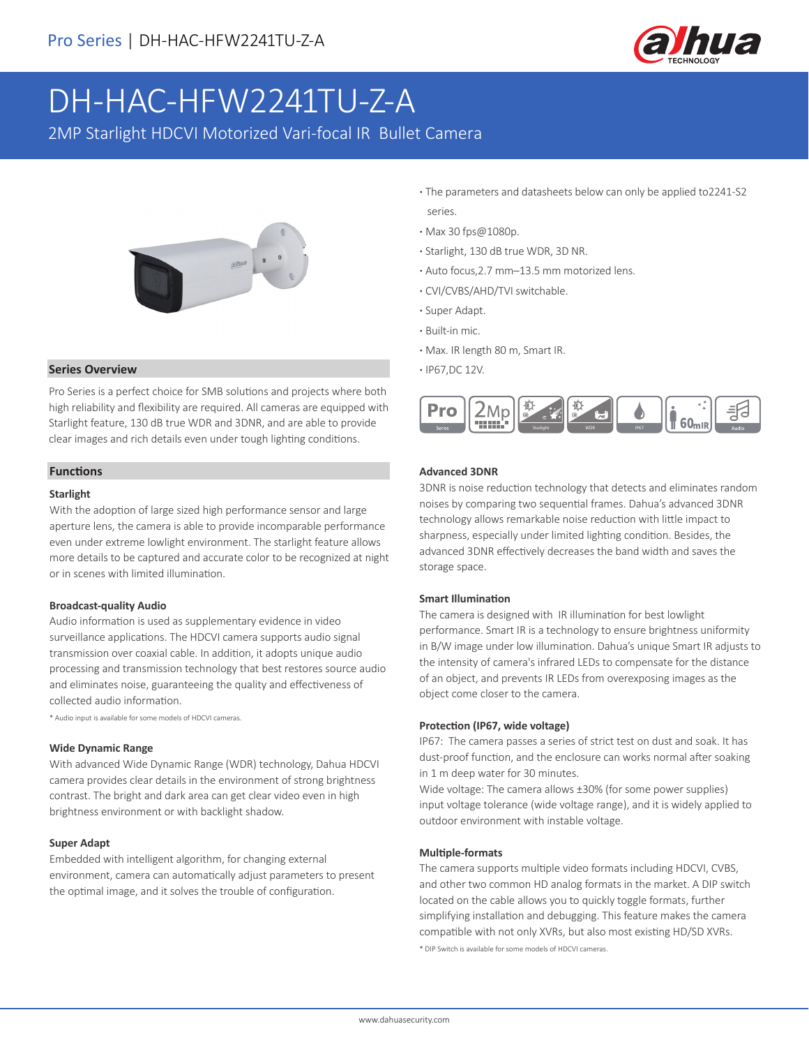# DH-HAC-HFW2241TU-Z-A

2MP Starlight HDCVI Motorized Vari-focal IR Bullet Camera

- The parameters and datasheets below can only be applied to2241-S2 series.
- Max 30 fps@1080p.
- Starlight, 130 dB true WDR, 3D NR.
- Auto focus,2.7 mm–13.5 mm motorized lens.
- CVI/CVBS/AHD/TVI switchable.
- Super Adapt.
- Built-in mic.
- Max. IR length 80 m, Smart IR.
- IP67,DC 12V.

## Series Overview

Pro Series is a perfect choice for SMB solutions and projects where both high reliability and flexibility are required. All cameras are equipped with Starlight feature, 130 dB true WDR and 3DNR, and are able to provide clear images and rich details even under tough lighting conditions.

## Functions

### Starlight

With the adoption of large sized high performance sensor and large aperture lens, the camera is able to provide incomparable performance even under extreme lowlight environment. The starlight feature allows more details to be captured and accurate color to be recognized at night or in scenes with limited illumination.

### Broadcast-quality Audio

Audio information is used as supplementary evidence in video surveillance applications. The HDCVI camera supports audio signal transmission over coaxial cable. In addition, it adopts unique audio processing and transmission technology that best restores source audio and eliminates noise, guaranteeing the quality and effectiveness of collected audio information.

* Audio input is available for some models of HDCVI cameras.

### Wide Dynamic Range

With advanced Wide Dynamic Range (WDR) technology, Dahua HDCVI camera provides clear details in the environment of strong brightness contrast. The bright and dark area can get clear video even in high brightness environment or with backlight shadow.

### Super Adapt

Embedded with intelligent algorithm, for changing external environment, camera can automatically adjust parameters to present the optimal image, and it solves the trouble of configuration.

### Advanced 3DNR

3DNR is noise reduction technology that detects and eliminates random noises by comparing two sequential frames. Dahua's advanced 3DNR technology allows remarkable noise reduction with little impact to sharpness, especially under limited lighting condition. Besides, the advanced 3DNR effectively decreases the band width and saves the storage space.

### Smart Illumination

The camera is designed with IR illumination for best lowlight performance. Smart IR is a technology to ensure brightness uniformity in B/W image under low illumination. Dahua's unique Smart IR adjusts to the intensity of camera's infrared LEDs to compensate for the distance of an object, and prevents IR LEDs from overexposing images as the object come closer to the camera.

### Protection (IP67, wide voltage)

IP67: The camera passes a series of strict test on dust and soak. It has dust-proof function, and the enclosure can works normal after soaking in 1 m deep water for 30 minutes.

Wide voltage: The camera allows ±30% (for some power supplies) input voltage tolerance (wide voltage range), and it is widely applied to outdoor environment with instable voltage.

### Multiple-formats

The camera supports multiple video formats including HDCVI, CVBS, and other two common HD analog formats in the market. A DIP switch located on the cable allows you to quickly toggle formats, further simplifying installation and debugging. This feature makes the camera compatible with not only XVRs, but also most existing HD/SD XVRs.

* DIP Switch is available for some models of HDCVI cameras.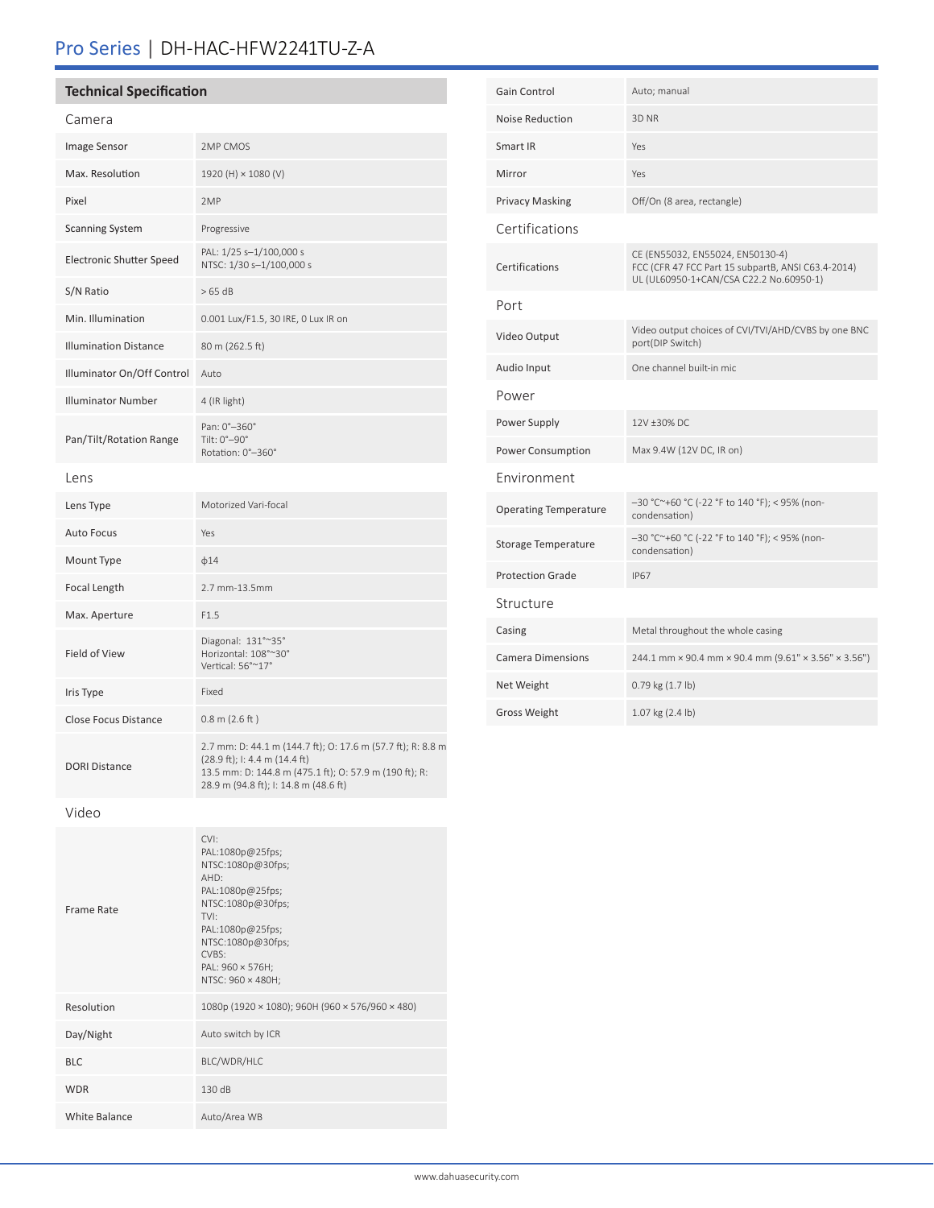# Pro Series | DH-HAC-HFW2241TU-Z-A

## Technical Specification

### Camera

| | |
|---|---|
| Image Sensor | 2MP CMOS |
| Max. Resolution | 1920 (H) × 1080 (V) |
| Pixel | 2MP |
| Scanning System | Progressive |
| Electronic Shutter Speed | PAL: 1/25 s–1/100,000 s<br>NTSC: 1/30 s–1/100,000 s |
| S/N Ratio | > 65 dB |
| Min. Illumination | 0.001 Lux/F1.5, 30 IRE, 0 Lux IR on |
| Illumination Distance | 80 m (262.5 ft) |
| Illuminator On/Off Control | Auto |
| Illuminator Number | 4 (IR light) |
| Pan/Tilt/Rotation Range | Pan: 0°–360°<br>Tilt: 0°–90°<br>Rotation: 0°–360° |

### Lens

| | |
|---|---|
| Lens Type | Motorized Vari-focal |
| Auto Focus | Yes |
| Mount Type | ϕ14 |
| Focal Length | 2.7 mm-13.5mm |
| Max. Aperture | F1.5 |
| Field of View | Diagonal: 131°~35°<br>Horizontal: 108°~30°<br>Vertical: 56°~17° |
| Iris Type | Fixed |
| Close Focus Distance | 0.8 m (2.6 ft ) |
| DORI Distance | 2.7 mm: D: 44.1 m (144.7 ft); O: 17.6 m (57.7 ft); R: 8.8 m (28.9 ft); I: 4.4 m (14.4 ft)<br>13.5 mm: D: 144.8 m (475.1 ft); O: 57.9 m (190 ft); R: 28.9 m (94.8 ft); I: 14.8 m (48.6 ft) |

### Video

| | |
|---|---|
| Frame Rate | CVI:<br>PAL:1080p@25fps;<br>NTSC:1080p@30fps;<br>AHD:<br>PAL:1080p@25fps;<br>NTSC:1080p@30fps;<br>TVI:<br>PAL:1080p@25fps;<br>NTSC:1080p@30fps;<br>CVBS:<br>PAL: 960 × 576H;<br>NTSC: 960 × 480H; |
| Resolution | 1080p (1920 × 1080); 960H (960 × 576/960 × 480) |
| Day/Night | Auto switch by ICR |
| BLC | BLC/WDR/HLC |
| WDR | 130 dB |
| White Balance | Auto/Area WB |
| Gain Control | Auto; manual |
| Noise Reduction | 3D NR |
| Smart IR | Yes |
| Mirror | Yes |
| Privacy Masking | Off/On (8 area, rectangle) |

### Certifications

| | |
|---|---|
| Certifications | CE (EN55032, EN55024, EN50130-4)<br>FCC (CFR 47 FCC Part 15 subpartB, ANSI C63.4-2014)<br>UL (UL60950-1+CAN/CSA C22.2 No.60950-1) |

### Port

| | |
|---|---|
| Video Output | Video output choices of CVI/TVI/AHD/CVBS by one BNC port(DIP Switch) |
| Audio Input | One channel built-in mic |

### Power

| | |
|---|---|
| Power Supply | 12V ±30% DC |
| Power Consumption | Max 9.4W (12V DC, IR on) |

### Environment

| | |
|---|---|
| Operating Temperature | –30 °C~+60 °C (-22 °F to 140 °F); < 95% (non-condensation) |
| Storage Temperature | –30 °C~+60 °C (-22 °F to 140 °F); < 95% (non-condensation) |
| Protection Grade | IP67 |

### Structure

| | |
|---|---|
| Casing | Metal throughout the whole casing |
| Camera Dimensions | 244.1 mm × 90.4 mm × 90.4 mm (9.61" × 3.56" × 3.56") |
| Net Weight | 0.79 kg (1.7 lb) |
| Gross Weight | 1.07 kg (2.4 lb) |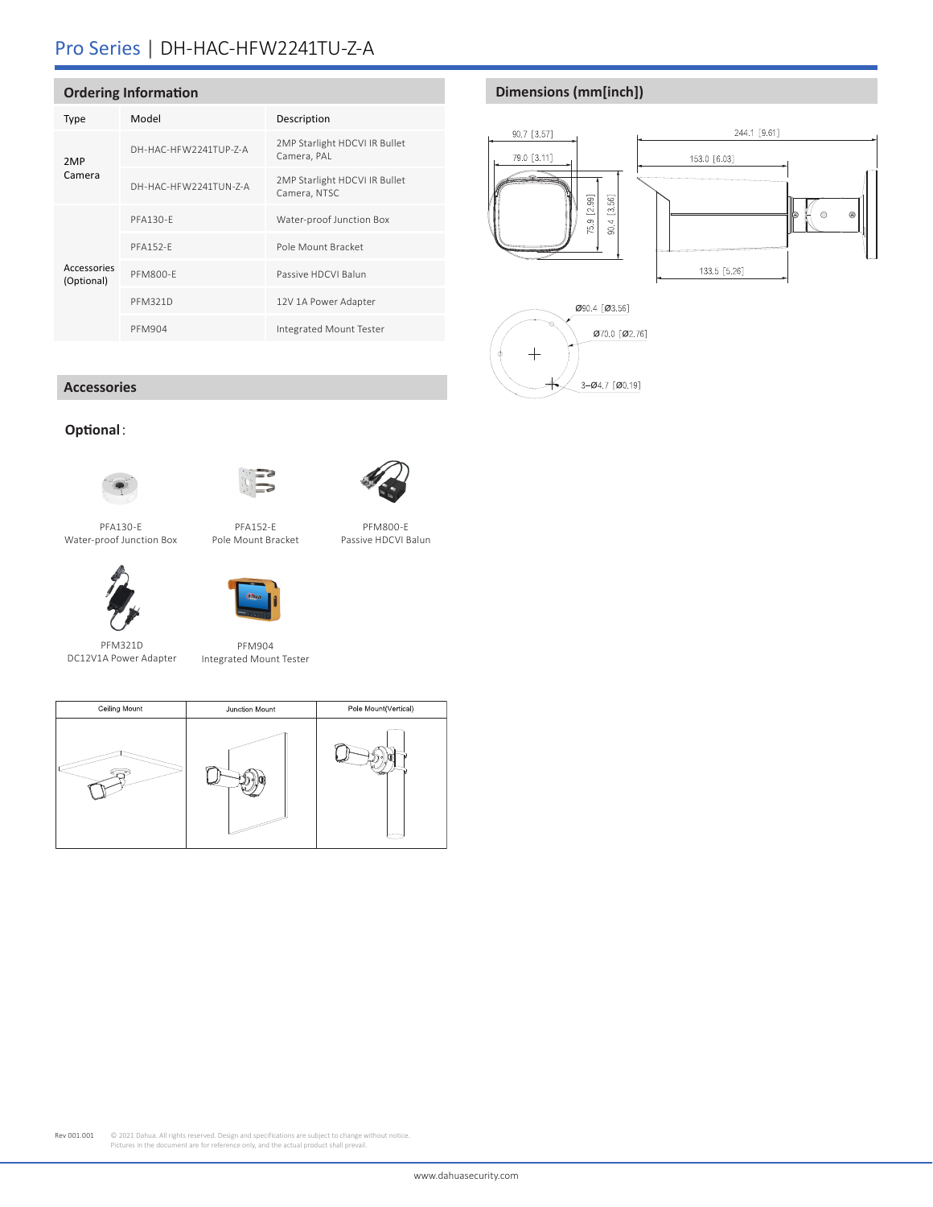# Pro Series | DH-HAC-HFW2241TU-Z-A

## Ordering Information

| Type | Model | Description |
|---|---|---|
| 2MP Camera | DH-HAC-HFW2241TUP-Z-A | 2MP Starlight HDCVI IR Bullet Camera, PAL |
| | DH-HAC-HFW2241TUN-Z-A | 2MP Starlight HDCVI IR Bullet Camera, NTSC |
| Accessories (Optional) | PFA130-E | Water-proof Junction Box |
| | PFA152-E | Pole Mount Bracket |
| | PFM800-E | Passive HDCVI Balun |
| | PFM321D | 12V 1A Power Adapter |
| | PFM904 | Integrated Mount Tester |

## Dimensions (mm[inch])

90.7 [3.57]
79.0 [3.11]
75.9 [2.99]
90.4 [3.56]
244.1 [9.61]
153.0 [6.03]
133.5 [5.26]
Ø90.4 [Ø3.56]
Ø70.0 [Ø2.76]
3–Ø4.7 [Ø0.19]

## Accessories

**Optional:**

PFA130-E
Water-proof Junction Box

PFA152-E
Pole Mount Bracket

PFM800-E
Passive HDCVI Balun

PFM321D
DC12V1A Power Adapter

PFM904
Integrated Mount Tester

| Ceiling Mount | Junction Mount | Pole Mount(Vertical) |
|---|---|---|

Rev 001.001

© 2021 Dahua. All rights reserved. Design and specifications are subject to change without notice.
Pictures in the document are for reference only, and the actual product shall prevail.

www.dahuasecurity.com